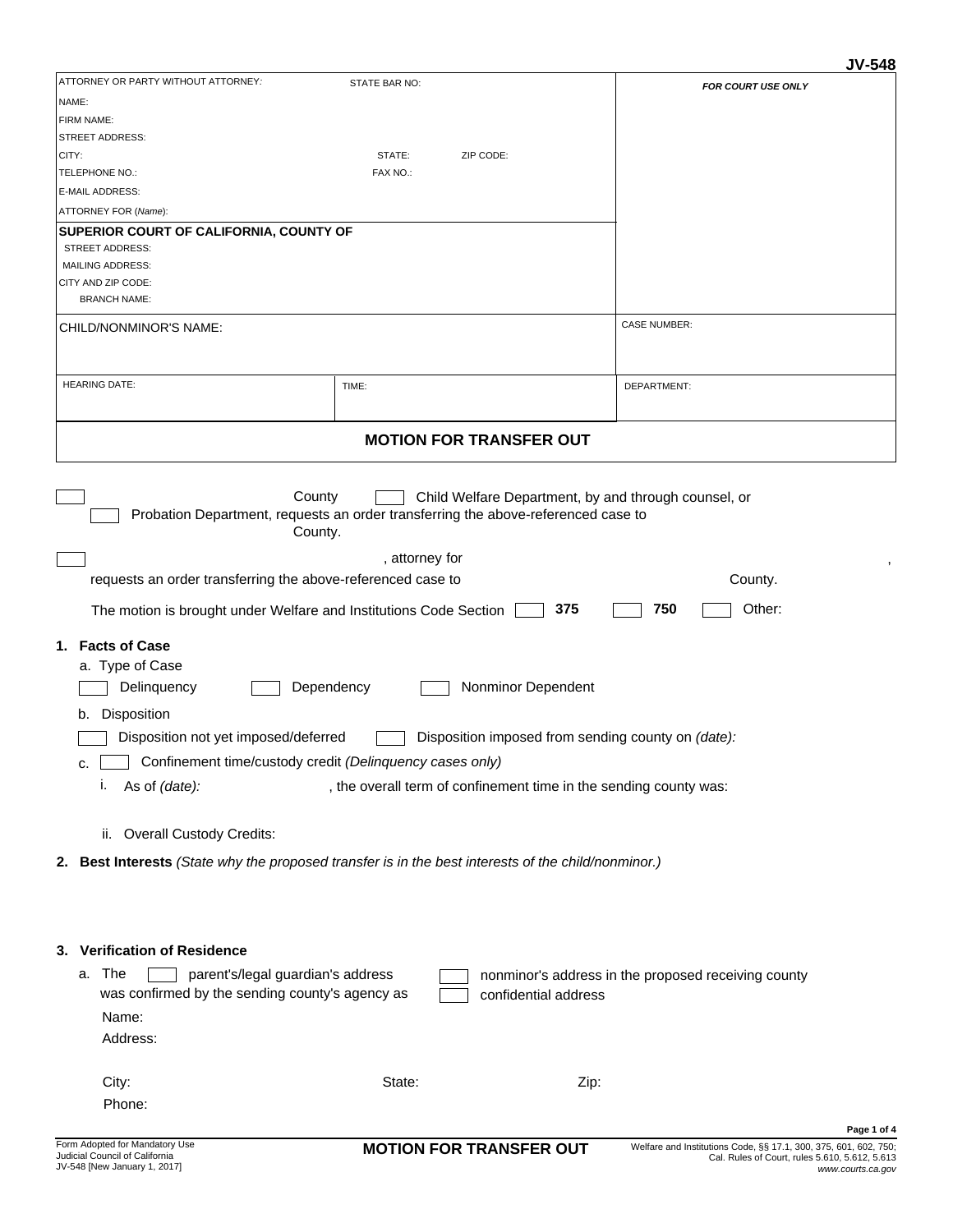JV-548

| ATTORNEY OR PARTY WITHOUT ATTORNEY: | STATE BAR NO: | FOR COURT USE ONLY |
|---|---|---|
| NAME: | | |
| FIRM NAME: | | |
| STREET ADDRESS: | | |
| CITY: | STATE: ZIP CODE: | |
| TELEPHONE NO.: | FAX NO.: | |
| E-MAIL ADDRESS: | | |
| ATTORNEY FOR (*Name*): | | |
| **SUPERIOR COURT OF CALIFORNIA, COUNTY OF** | | |
| STREET ADDRESS: | | |
| MAILING ADDRESS: | | |
| CITY AND ZIP CODE: | | |
| BRANCH NAME: | | |
| CHILD/NONMINOR'S NAME: | | CASE NUMBER: |
| HEARING DATE: | TIME: | DEPARTMENT: |

## MOTION FOR TRANSFER OUT

☐ ______________ County ☐ Child Welfare Department, by and through counsel, or ☐ Probation Department, requests an order transferring the above-referenced case to ______________ County.

☐ ______________, attorney for ______________, requests an order transferring the above-referenced case to ______________ County.

The motion is brought under Welfare and Institutions Code Section ☐ **375** ☐ **750** ☐ Other:

**1. Facts of Case**

a. Type of Case

☐ Delinquency ☐ Dependency ☐ Nonminor Dependent

b. Disposition

☐ Disposition not yet imposed/deferred ☐ Disposition imposed from sending county on *(date)*:

c. ☐ Confinement time/custody credit *(Delinquency cases only)*

i. As of *(date)*: ______________, the overall term of confinement time in the sending county was:

ii. Overall Custody Credits:

**2. Best Interests** *(State why the proposed transfer is in the best interests of the child/nonminor.)*

**3. Verification of Residence**

a. The ☐ parent's/legal guardian's address ☐ nonminor's address in the proposed receiving county was confirmed by the sending county's agency as ☐ confidential address

Name:

Address:

City: State: Zip:

Phone:

Form Adopted for Mandatory Use
Judicial Council of California
JV-548 [New January 1, 2017]

**MOTION FOR TRANSFER OUT**

Welfare and Institutions Code, §§ 17.1, 300, 375, 601, 602, 750;
Cal. Rules of Court, rules 5.610, 5.612, 5.613
www.courts.ca.gov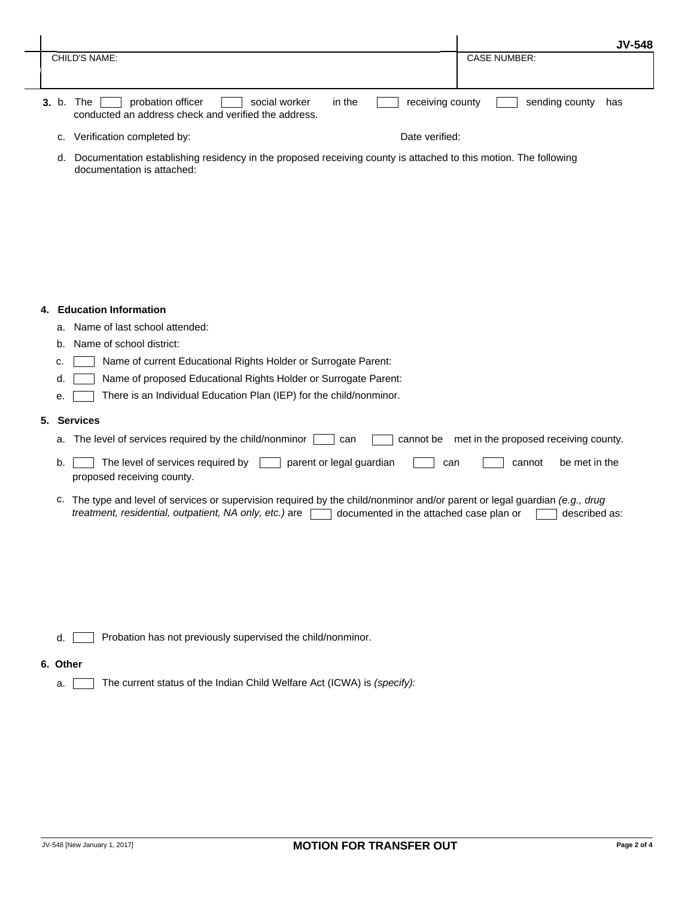CHILD'S NAME:

CASE NUMBER:

3. b. The ☐ probation officer ☐ social worker in the ☐ receiving county ☐ sending county has conducted an address check and verified the address.

c. Verification completed by: Date verified:

d. Documentation establishing residency in the proposed receiving county is attached to this motion. The following documentation is attached:

4. **Education Information**

a. Name of last school attended:

b. Name of school district:

c. ☐ Name of current Educational Rights Holder or Surrogate Parent:

d. ☐ Name of proposed Educational Rights Holder or Surrogate Parent:

e. ☐ There is an Individual Education Plan (IEP) for the child/nonminor.

5. **Services**

a. The level of services required by the child/nonminor ☐ can ☐ cannot be met in the proposed receiving county.

b. ☐ The level of services required by ☐ parent or legal guardian ☐ can ☐ cannot be met in the proposed receiving county.

c. The type and level of services or supervision required by the child/nonminor and/or parent or legal guardian *(e.g., drug treatment, residential, outpatient, NA only, etc.)* are ☐ documented in the attached case plan or ☐ described as:

d. ☐ Probation has not previously supervised the child/nonminor.

6. **Other**

a. ☐ The current status of the Indian Child Welfare Act (ICWA) is *(specify):*

JV-548 [New January 1, 2017] **MOTION FOR TRANSFER OUT**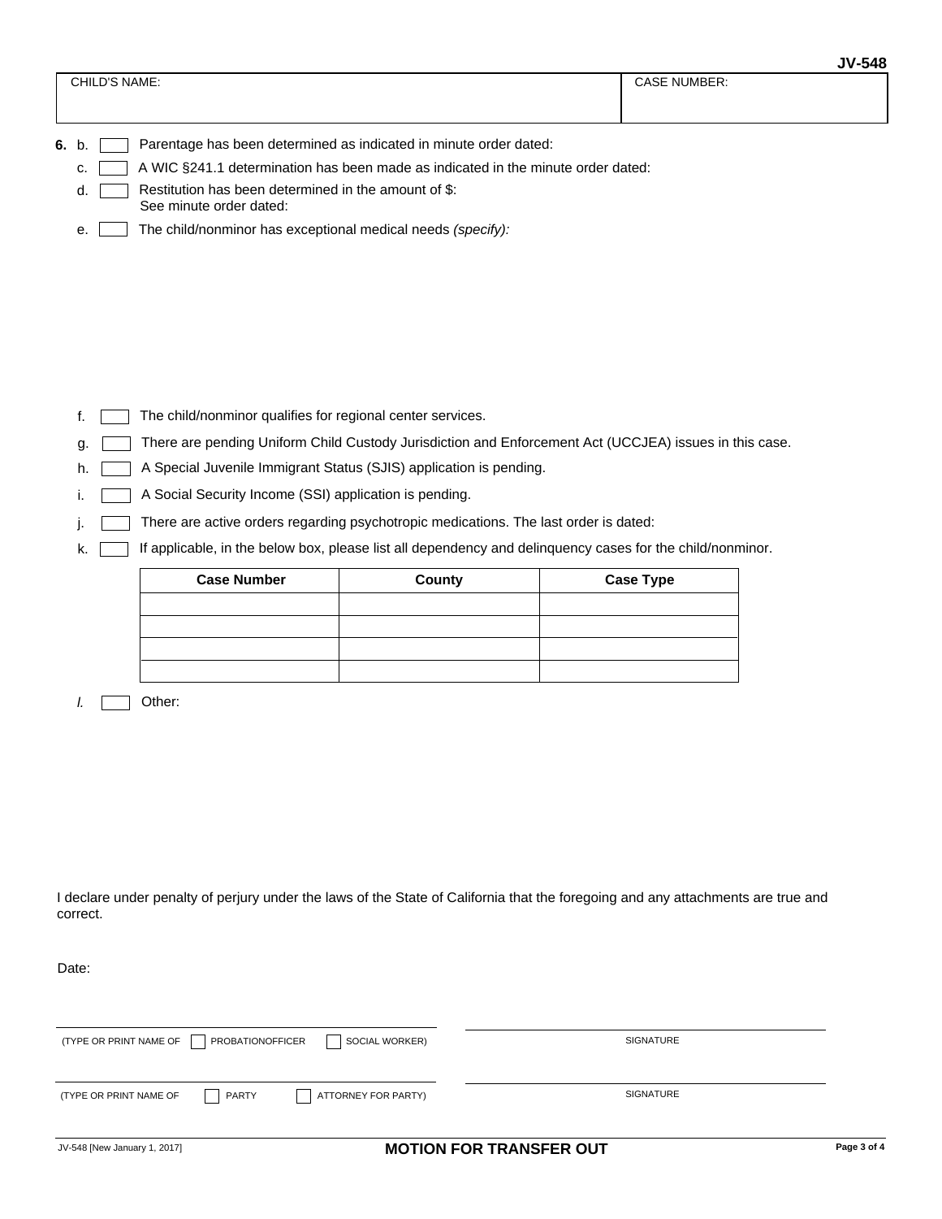| CHILD'S NAME: | CASE NUMBER: |
|---|---|
| | |

**6.** b. ☐ Parentage has been determined as indicated in minute order dated:

c. ☐ A WIC §241.1 determination has been made as indicated in the minute order dated:

d. ☐ Restitution has been determined in the amount of $:
See minute order dated:

e. ☐ The child/nonminor has exceptional medical needs *(specify):*

f. ☐ The child/nonminor qualifies for regional center services.

g. ☐ There are pending Uniform Child Custody Jurisdiction and Enforcement Act (UCCJEA) issues in this case.

h. ☐ A Special Juvenile Immigrant Status (SJIS) application is pending.

i. ☐ A Social Security Income (SSI) application is pending.

j. ☐ There are active orders regarding psychotropic medications. The last order is dated:

k. ☐ If applicable, in the below box, please list all dependency and delinquency cases for the child/nonminor.

| Case Number | County | Case Type |
|---|---|---|
| | | |
| | | |
| | | |
| | | |

*l.* ☐ Other:

I declare under penalty of perjury under the laws of the State of California that the foregoing and any attachments are true and correct.

Date:

(TYPE OR PRINT NAME OF ☐ PROBATIONOFFICER ☐ SOCIAL WORKER) — SIGNATURE

(TYPE OR PRINT NAME OF ☐ PARTY ☐ ATTORNEY FOR PARTY) — SIGNATURE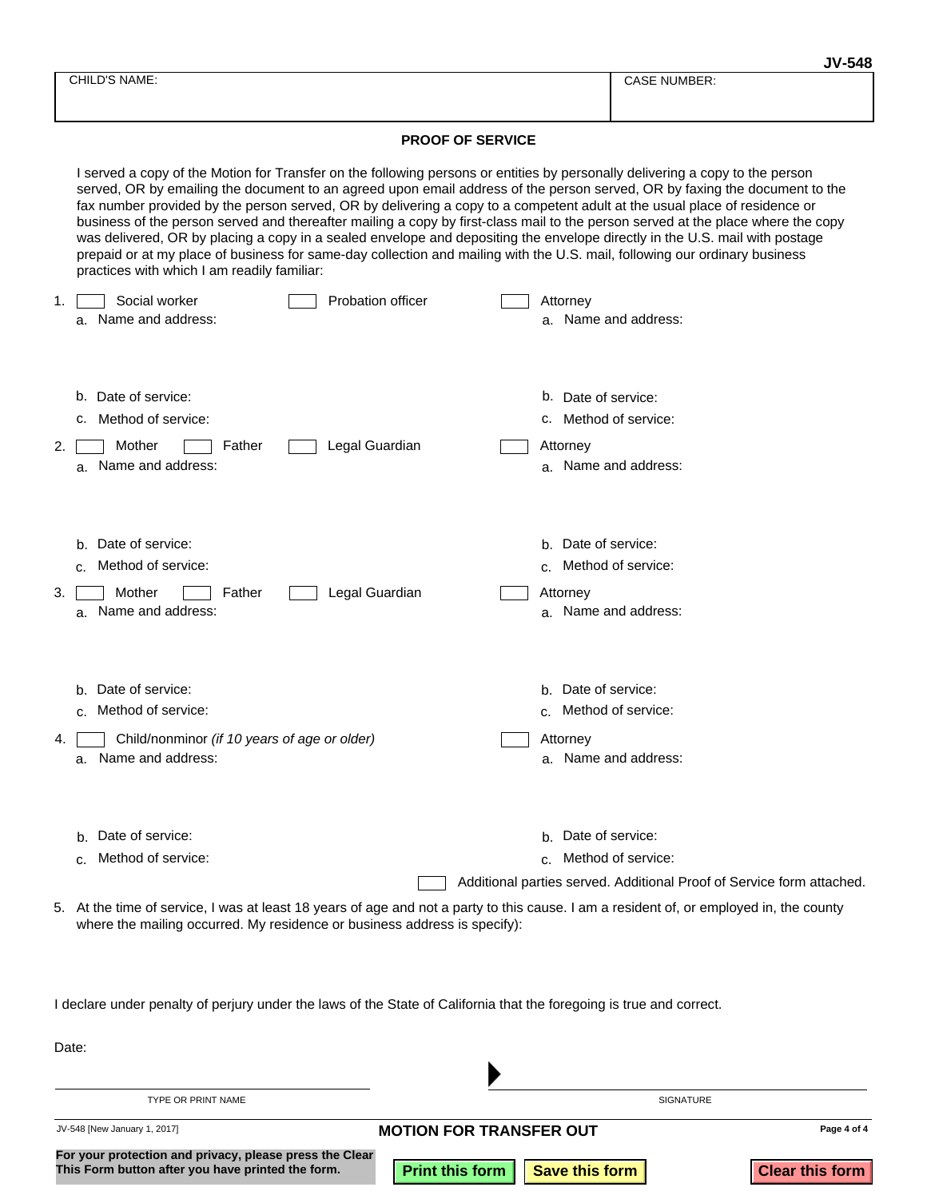| CHILD'S NAME: | CASE NUMBER: |
|---|---|
| | |

## PROOF OF SERVICE

I served a copy of the Motion for Transfer on the following persons or entities by personally delivering a copy to the person served, OR by emailing the document to an agreed upon email address of the person served, OR by faxing the document to the fax number provided by the person served, OR by delivering a copy to a competent adult at the usual place of residence or business of the person served and thereafter mailing a copy by first-class mail to the person served at the place where the copy was delivered, OR by placing a copy in a sealed envelope and depositing the envelope directly in the U.S. mail with postage prepaid or at my place of business for same-day collection and mailing with the U.S. mail, following our ordinary business practices with which I am readily familiar:

1. ☐ Social worker ☐ Probation officer
   a. Name and address:
   b. Date of service:
   c. Method of service:

   ☐ Attorney
   a. Name and address:
   b. Date of service:
   c. Method of service:

2. ☐ Mother ☐ Father ☐ Legal Guardian
   a. Name and address:
   b. Date of service:
   c. Method of service:

   ☐ Attorney
   a. Name and address:
   b. Date of service:
   c. Method of service:

3. ☐ Mother ☐ Father ☐ Legal Guardian
   a. Name and address:
   b. Date of service:
   c. Method of service:

   ☐ Attorney
   a. Name and address:
   b. Date of service:
   c. Method of service:

4. ☐ Child/nonminor *(if 10 years of age or older)*
   a. Name and address:
   b. Date of service:
   c. Method of service:

   ☐ Attorney
   a. Name and address:
   b. Date of service:
   c. Method of service:

☐ Additional parties served. Additional Proof of Service form attached.

5. At the time of service, I was at least 18 years of age and not a party to this cause. I am a resident of, or employed in, the county where the mailing occurred. My residence or business address is specify):

I declare under penalty of perjury under the laws of the State of California that the foregoing is true and correct.

Date:

______________________________ ▶ ______________________________

TYPE OR PRINT NAME SIGNATURE

JV-548 [New January 1, 2017] **MOTION FOR TRANSFER OUT**

**For your protection and privacy, please press the Clear This Form button after you have printed the form.**

Print this form | Save this form | Clear this form